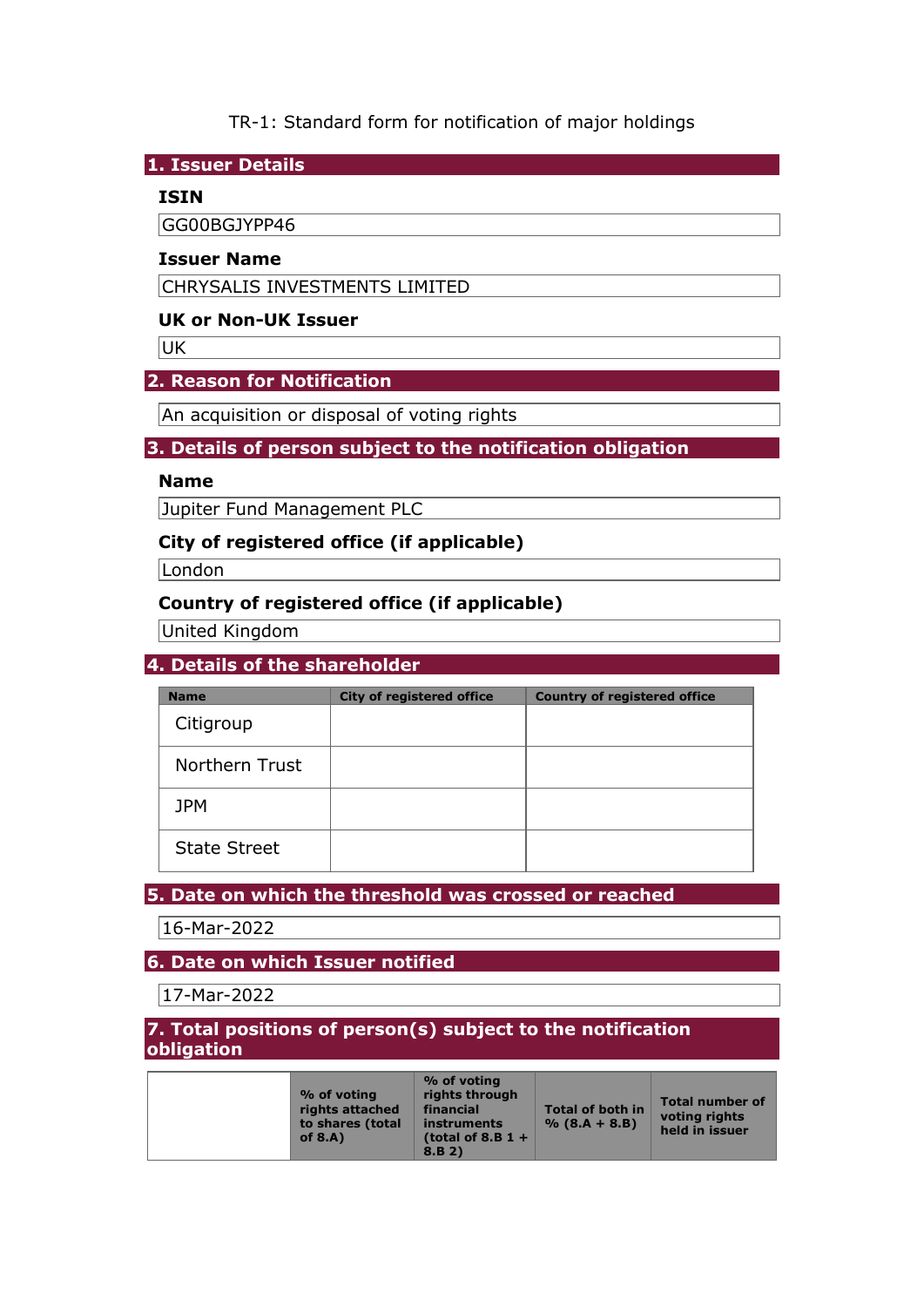TR-1: Standard form for notification of major holdings

## 1. Issuer Details

### ISIN

GG00BGJYPP46

### Issuer Name

CHRYSALIS INVESTMENTS LIMITED

### UK or Non-UK Issuer

UK

## 2. Reason for Notification

An acquisition or disposal of voting rights

## 3. Details of person subject to the notification obligation

### Name

Jupiter Fund Management PLC

### City of registered office (if applicable)

London

### Country of registered office (if applicable)

United Kingdom

## 4. Details of the shareholder

| Name | City of registered office | Country of registered office |
|---|---|---|
| Citigroup | | |
| Northern Trust | | |
| JPM | | |
| State Street | | |

## 5. Date on which the threshold was crossed or reached

16-Mar-2022

## 6. Date on which Issuer notified

17-Mar-2022

## 7. Total positions of person(s) subject to the notification obligation

| | % of voting rights attached to shares (total of 8.A) | % of voting rights through financial instruments (total of 8.B 1 + 8.B 2) | Total of both in % (8.A + 8.B) | Total number of voting rights held in issuer |
|---|---|---|---|---|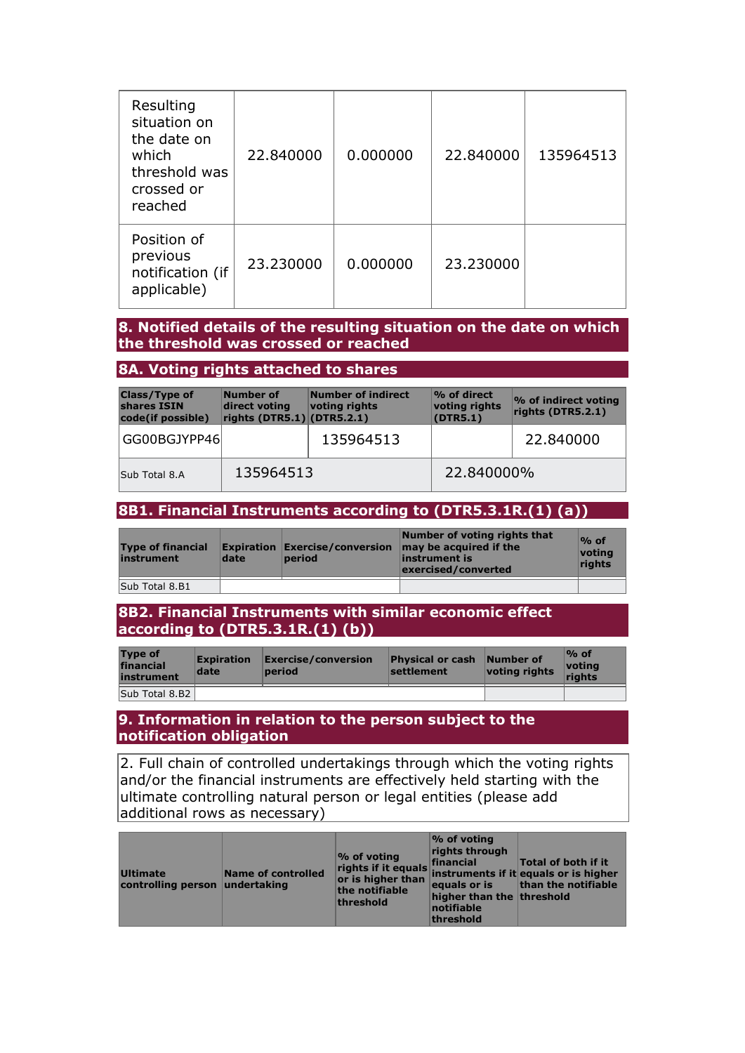| | | | | |
|---|---|---|---|---|
| Resulting situation on the date on which threshold was crossed or reached | 22.840000 | 0.000000 | 22.840000 | 135964513 |
| Position of previous notification (if applicable) | 23.230000 | 0.000000 | 23.230000 | |

## 8. Notified details of the resulting situation on the date on which the threshold was crossed or reached

### 8A. Voting rights attached to shares

| Class/Type of shares ISIN code(if possible) | Number of direct voting rights (DTR5.1) | Number of indirect voting rights (DTR5.2.1) | % of direct voting rights (DTR5.1) | % of indirect voting rights (DTR5.2.1) |
|---|---|---|---|---|
| GG00BGJYPP46 | | 135964513 | | 22.840000 |
| Sub Total 8.A | 135964513 | | 22.840000% | |

### 8B1. Financial Instruments according to (DTR5.3.1R.(1) (a))

| Type of financial instrument | Expiration date | Exercise/conversion period | Number of voting rights that may be acquired if the instrument is exercised/converted | % of voting rights |
|---|---|---|---|---|
| Sub Total 8.B1 | | | | |

### 8B2. Financial Instruments with similar economic effect according to (DTR5.3.1R.(1) (b))

| Type of financial instrument | Expiration date | Exercise/conversion period | Physical or cash settlement | Number of voting rights | % of voting rights |
|---|---|---|---|---|---|
| Sub Total 8.B2 | | | | | |

## 9. Information in relation to the person subject to the notification obligation

2. Full chain of controlled undertakings through which the voting rights and/or the financial instruments are effectively held starting with the ultimate controlling natural person or legal entities (please add additional rows as necessary)

| Ultimate controlling person | Name of controlled undertaking | % of voting rights if it equals or is higher than the notifiable threshold | % of voting rights through financial instruments if it equals or is higher than the notifiable threshold | Total of both if it equals or is higher than the notifiable threshold |
|---|---|---|---|---|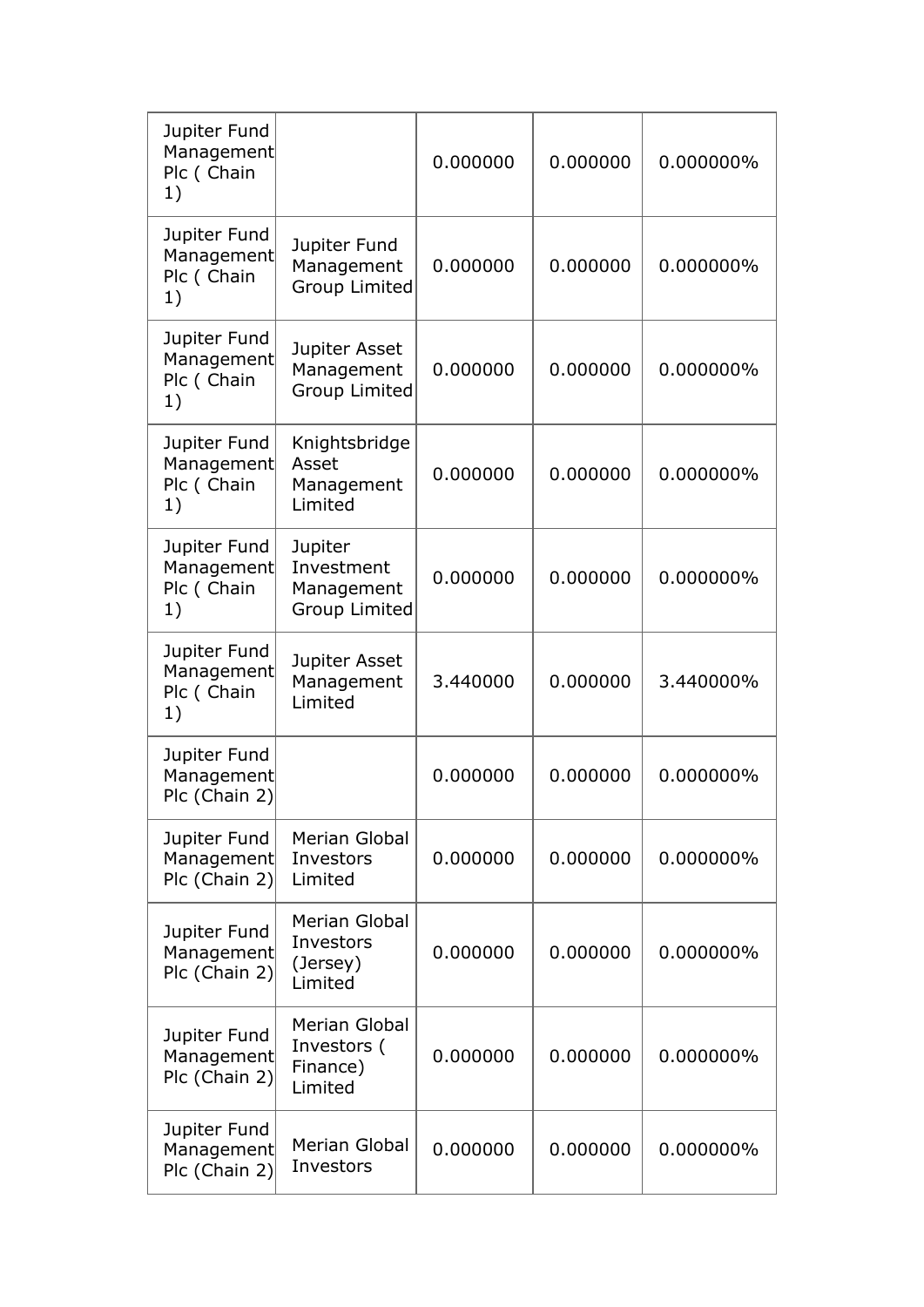| | | | | |
|---|---|---|---|---|
| Jupiter Fund Management Plc ( Chain 1) | | 0.000000 | 0.000000 | 0.000000% |
| Jupiter Fund Management Plc ( Chain 1) | Jupiter Fund Management Group Limited | 0.000000 | 0.000000 | 0.000000% |
| Jupiter Fund Management Plc ( Chain 1) | Jupiter Asset Management Group Limited | 0.000000 | 0.000000 | 0.000000% |
| Jupiter Fund Management Plc ( Chain 1) | Knightsbridge Asset Management Limited | 0.000000 | 0.000000 | 0.000000% |
| Jupiter Fund Management Plc ( Chain 1) | Jupiter Investment Management Group Limited | 0.000000 | 0.000000 | 0.000000% |
| Jupiter Fund Management Plc ( Chain 1) | Jupiter Asset Management Limited | 3.440000 | 0.000000 | 3.440000% |
| Jupiter Fund Management Plc (Chain 2) | | 0.000000 | 0.000000 | 0.000000% |
| Jupiter Fund Management Plc (Chain 2) | Merian Global Investors Limited | 0.000000 | 0.000000 | 0.000000% |
| Jupiter Fund Management Plc (Chain 2) | Merian Global Investors (Jersey) Limited | 0.000000 | 0.000000 | 0.000000% |
| Jupiter Fund Management Plc (Chain 2) | Merian Global Investors ( Finance) Limited | 0.000000 | 0.000000 | 0.000000% |
| Jupiter Fund Management Plc (Chain 2) | Merian Global Investors | 0.000000 | 0.000000 | 0.000000% |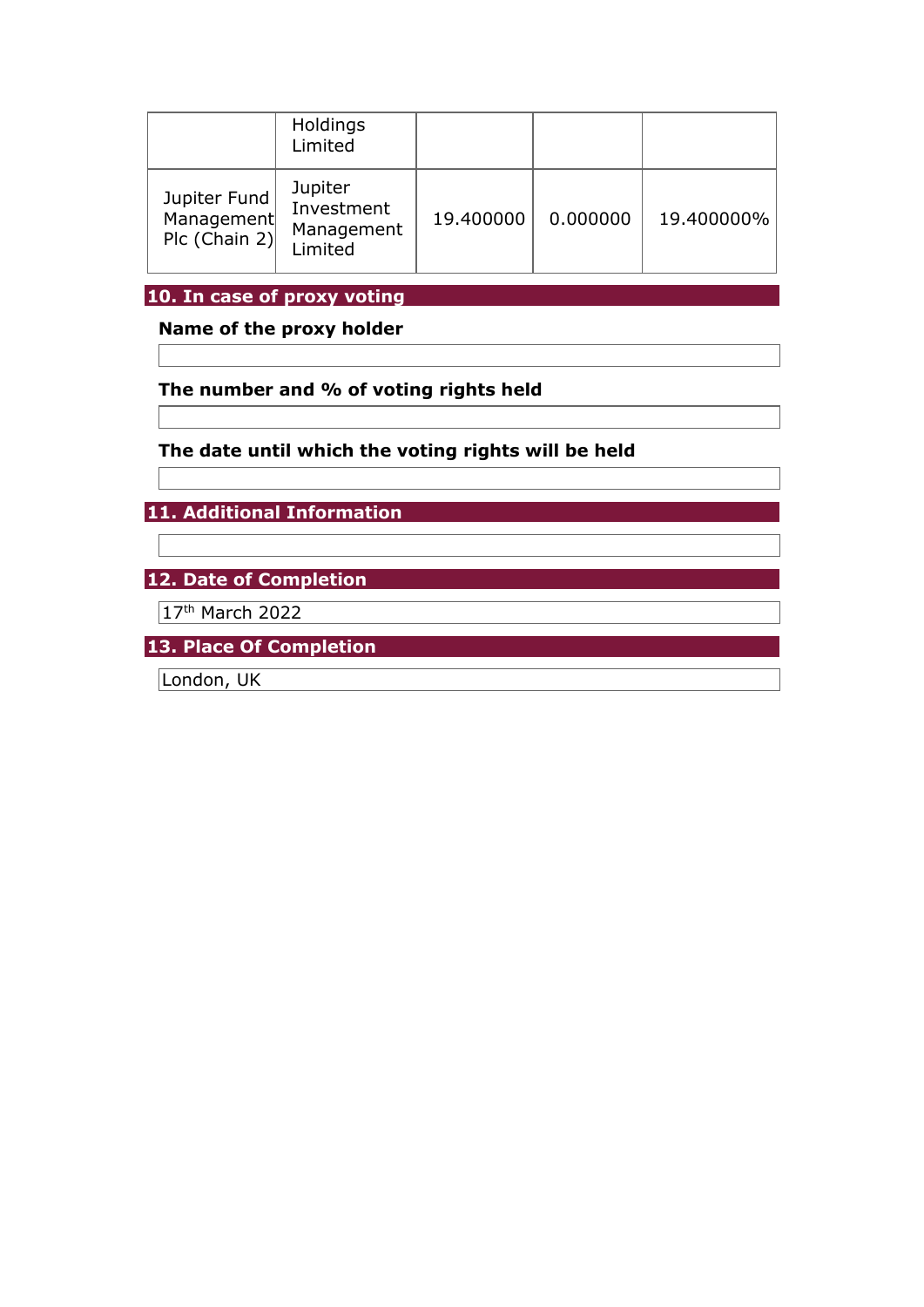| | | | | |
|---|---|---|---|---|
| | Holdings Limited | | | |
| Jupiter Fund Management Plc (Chain 2) | Jupiter Investment Management Limited | 19.400000 | 0.000000 | 19.400000% |

## 10. In case of proxy voting

**Name of the proxy holder**

**The number and % of voting rights held**

**The date until which the voting rights will be held**

## 11. Additional Information

## 12. Date of Completion

17th March 2022

## 13. Place Of Completion

London, UK